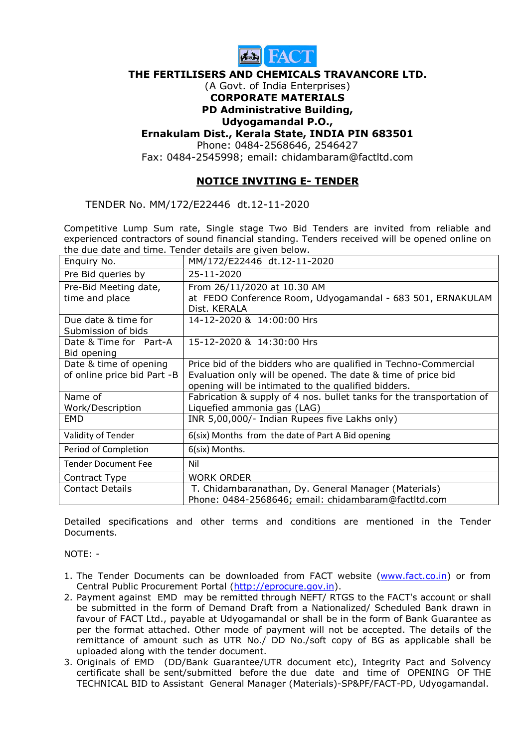**THE FERTILISERS AND CHEMICALS TRAVANCORE LTD.**
(A Govt. of India Enterprises)
**CORPORATE MATERIALS**
**PD Administrative Building,**
**Udyogamandal P.O.,**
**Ernakulam Dist., Kerala State, INDIA PIN 683501**
Phone: 0484-2568646, 2546427
Fax: 0484-2545998; email: chidambaram@factltd.com

## NOTICE INVITING E- TENDER

TENDER No. MM/172/E22446 dt.12-11-2020

Competitive Lump Sum rate, Single stage Two Bid Tenders are invited from reliable and experienced contractors of sound financial standing. Tenders received will be opened online on the due date and time. Tender details are given below.

| Enquiry No. | MM/172/E22446 dt.12-11-2020 |
|---|---|
| Pre Bid queries by | 25-11-2020 |
| Pre-Bid Meeting date, time and place | From 26/11/2020 at 10.30 AM at FEDO Conference Room, Udyogamandal - 683 501, ERNAKULAM Dist. KERALA |
| Due date & time for Submission of bids | 14-12-2020 & 14:00:00 Hrs |
| Date & Time for Part-A Bid opening | 15-12-2020 & 14:30:00 Hrs |
| Date & time of opening of online price bid Part -B | Price bid of the bidders who are qualified in Techno-Commercial Evaluation only will be opened. The date & time of price bid opening will be intimated to the qualified bidders. |
| Name of Work/Description | Fabrication & supply of 4 nos. bullet tanks for the transportation of Liquefied ammonia gas (LAG) |
| EMD | INR 5,00,000/- Indian Rupees five Lakhs only) |
| Validity of Tender | 6(six) Months from the date of Part A Bid opening |
| Period of Completion | 6(six) Months. |
| Tender Document Fee | Nil |
| Contract Type | WORK ORDER |
| Contact Details | T. Chidambaranathan, Dy. General Manager (Materials) Phone: 0484-2568646; email: chidambaram@factltd.com |

Detailed specifications and other terms and conditions are mentioned in the Tender Documents.

NOTE: -

1. The Tender Documents can be downloaded from FACT website (www.fact.co.in) or from Central Public Procurement Portal (http://eprocure.gov.in).
2. Payment against EMD may be remitted through NEFT/ RTGS to the FACT's account or shall be submitted in the form of Demand Draft from a Nationalized/ Scheduled Bank drawn in favour of FACT Ltd., payable at Udyogamandal or shall be in the form of Bank Guarantee as per the format attached. Other mode of payment will not be accepted. The details of the remittance of amount such as UTR No./ DD No./soft copy of BG as applicable shall be uploaded along with the tender document.
3. Originals of EMD (DD/Bank Guarantee/UTR document etc), Integrity Pact and Solvency certificate shall be sent/submitted before the due date and time of OPENING OF THE TECHNICAL BID to Assistant General Manager (Materials)-SP&PF/FACT-PD, Udyogamandal.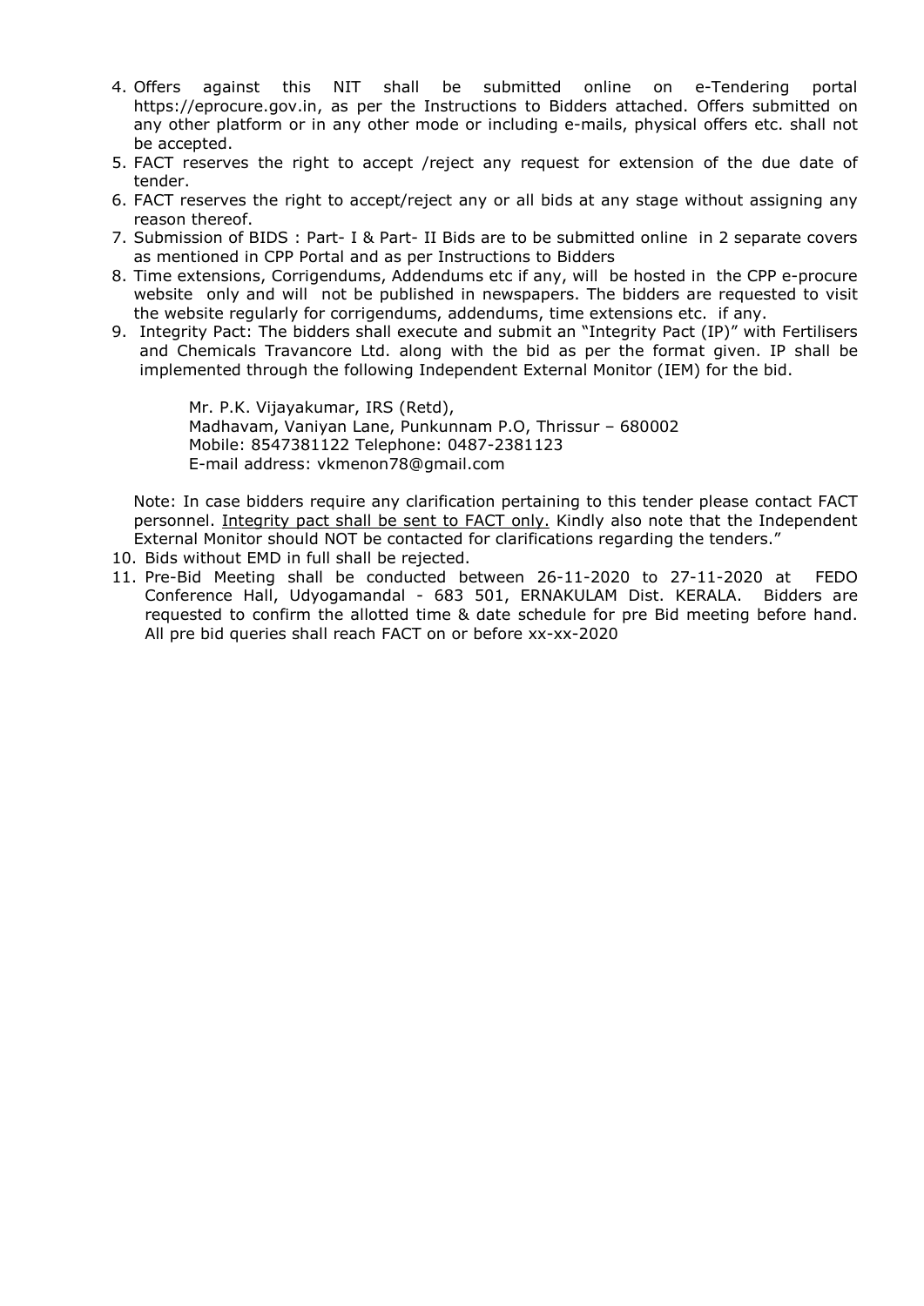4. Offers against this NIT shall be submitted online on e-Tendering portal https://eprocure.gov.in, as per the Instructions to Bidders attached. Offers submitted on any other platform or in any other mode or including e-mails, physical offers etc. shall not be accepted.
5. FACT reserves the right to accept /reject any request for extension of the due date of tender.
6. FACT reserves the right to accept/reject any or all bids at any stage without assigning any reason thereof.
7. Submission of BIDS : Part- I & Part- II Bids are to be submitted online in 2 separate covers as mentioned in CPP Portal and as per Instructions to Bidders
8. Time extensions, Corrigendums, Addendums etc if any, will be hosted in the CPP e-procure website only and will not be published in newspapers. The bidders are requested to visit the website regularly for corrigendums, addendums, time extensions etc. if any.
9. Integrity Pact: The bidders shall execute and submit an "Integrity Pact (IP)" with Fertilisers and Chemicals Travancore Ltd. along with the bid as per the format given. IP shall be implemented through the following Independent External Monitor (IEM) for the bid.

   Mr. P.K. Vijayakumar, IRS (Retd),
   Madhavam, Vaniyan Lane, Punkunnam P.O, Thrissur – 680002
   Mobile: 8547381122 Telephone: 0487-2381123
   E-mail address: vkmenon78@gmail.com

   Note: In case bidders require any clarification pertaining to this tender please contact FACT personnel. Integrity pact shall be sent to FACT only. Kindly also note that the Independent External Monitor should NOT be contacted for clarifications regarding the tenders."
10. Bids without EMD in full shall be rejected.
11. Pre-Bid Meeting shall be conducted between 26-11-2020 to 27-11-2020 at FEDO Conference Hall, Udyogamandal - 683 501, ERNAKULAM Dist. KERALA. Bidders are requested to confirm the allotted time & date schedule for pre Bid meeting before hand. All pre bid queries shall reach FACT on or before xx-xx-2020